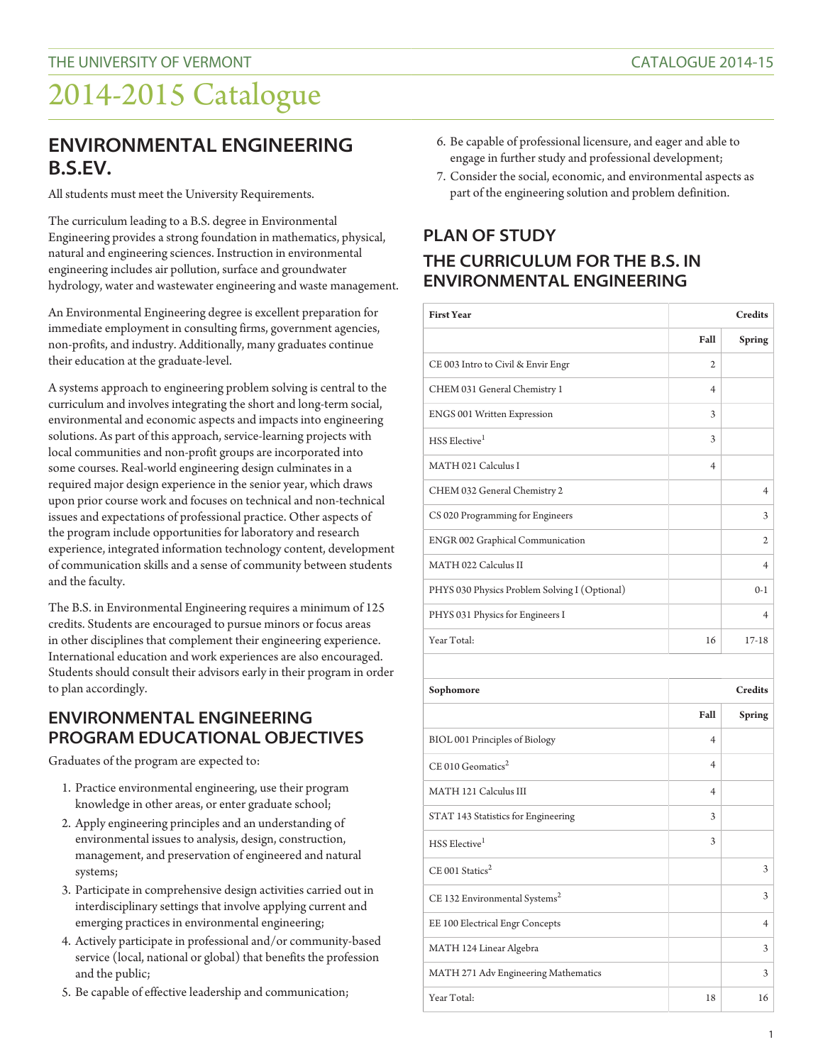# 2014-2015 Catalogue

## ENVIRONMENTAL ENGINEERING B.S.EV.

All students must meet the University Requirements.

The curriculum leading to a B.S. degree in Environmental Engineering provides a strong foundation in mathematics, physical, natural and engineering sciences. Instruction in environmental engineering includes air pollution, surface and groundwater hydrology, water and wastewater engineering and waste management.

An Environmental Engineering degree is excellent preparation for immediate employment in consulting firms, government agencies, non-profits, and industry. Additionally, many graduates continue their education at the graduate-level.

A systems approach to engineering problem solving is central to the curriculum and involves integrating the short and long-term social, environmental and economic aspects and impacts into engineering solutions. As part of this approach, service-learning projects with local communities and non-profit groups are incorporated into some courses. Real-world engineering design culminates in a required major design experience in the senior year, which draws upon prior course work and focuses on technical and non-technical issues and expectations of professional practice. Other aspects of the program include opportunities for laboratory and research experience, integrated information technology content, development of communication skills and a sense of community between students and the faculty.

The B.S. in Environmental Engineering requires a minimum of 125 credits. Students are encouraged to pursue minors or focus areas in other disciplines that complement their engineering experience. International education and work experiences are also encouraged. Students should consult their advisors early in their program in order to plan accordingly.

## ENVIRONMENTAL ENGINEERING PROGRAM EDUCATIONAL OBJECTIVES

Graduates of the program are expected to:

1. Practice environmental engineering, use their program knowledge in other areas, or enter graduate school;
2. Apply engineering principles and an understanding of environmental issues to analysis, design, construction, management, and preservation of engineered and natural systems;
3. Participate in comprehensive design activities carried out in interdisciplinary settings that involve applying current and emerging practices in environmental engineering;
4. Actively participate in professional and/or community-based service (local, national or global) that benefits the profession and the public;
5. Be capable of effective leadership and communication;
6. Be capable of professional licensure, and eager and able to engage in further study and professional development;
7. Consider the social, economic, and environmental aspects as part of the engineering solution and problem definition.

## PLAN OF STUDY

## THE CURRICULUM FOR THE B.S. IN ENVIRONMENTAL ENGINEERING

| First Year | Credits | |
|---|---|---|
| | Fall | Spring |
| CE 003 Intro to Civil & Envir Engr | 2 | |
| CHEM 031 General Chemistry 1 | 4 | |
| ENGS 001 Written Expression | 3 | |
| HSS Elective[1] | 3 | |
| MATH 021 Calculus I | 4 | |
| CHEM 032 General Chemistry 2 | | 4 |
| CS 020 Programming for Engineers | | 3 |
| ENGR 002 Graphical Communication | | 2 |
| MATH 022 Calculus II | | 4 |
| PHYS 030 Physics Problem Solving I (Optional) | | 0-1 |
| PHYS 031 Physics for Engineers I | | 4 |
| Year Total: | 16 | 17-18 |

| Sophomore | Credits | |
|---|---|---|
| | Fall | Spring |
| BIOL 001 Principles of Biology | 4 | |
| CE 010 Geomatics[2] | 4 | |
| MATH 121 Calculus III | 4 | |
| STAT 143 Statistics for Engineering | 3 | |
| HSS Elective[1] | 3 | |
| CE 001 Statics[2] | | 3 |
| CE 132 Environmental Systems[2] | | 3 |
| EE 100 Electrical Engr Concepts | | 4 |
| MATH 124 Linear Algebra | | 3 |
| MATH 271 Adv Engineering Mathematics | | 3 |
| Year Total: | 18 | 16 |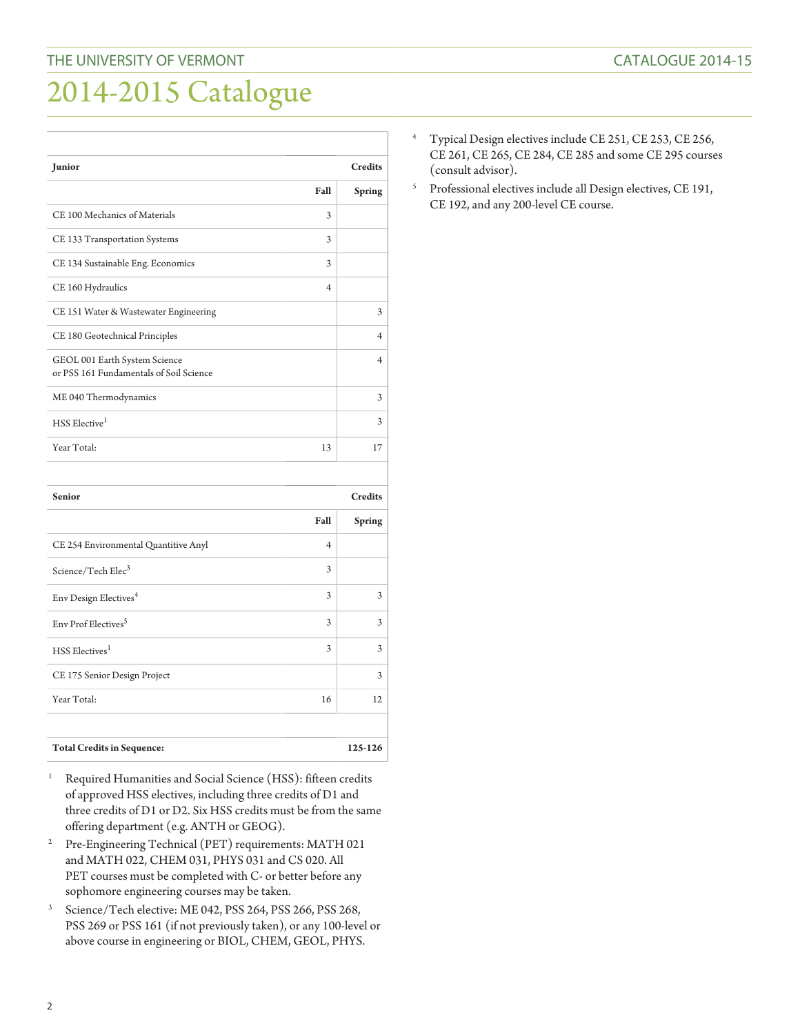# 2014-2015 Catalogue

| Junior | Credits | |
|---|---|---|
| | Fall | Spring |
| CE 100 Mechanics of Materials | 3 | |
| CE 133 Transportation Systems | 3 | |
| CE 134 Sustainable Eng. Economics | 3 | |
| CE 160 Hydraulics | 4 | |
| CE 151 Water & Wastewater Engineering | | 3 |
| CE 180 Geotechnical Principles | | 4 |
| GEOL 001 Earth System Science or PSS 161 Fundamentals of Soil Science | | 4 |
| ME 040 Thermodynamics | | 3 |
| HSS Elective[1] | | 3 |
| Year Total: | 13 | 17 |

| Senior | Credits | |
|---|---|---|
| | Fall | Spring |
| CE 254 Environmental Quantitive Anyl | 4 | |
| Science/Tech Elec[3] | 3 | |
| Env Design Electives[4] | 3 | 3 |
| Env Prof Electives[5] | 3 | 3 |
| HSS Electives[1] | 3 | 3 |
| CE 175 Senior Design Project | | 3 |
| Year Total: | 16 | 12 |

| | |
|---|---|
| **Total Credits in Sequence:** | **125-126** |

1. Required Humanities and Social Science (HSS): fifteen credits of approved HSS electives, including three credits of D1 and three credits of D1 or D2. Six HSS credits must be from the same offering department (e.g. ANTH or GEOG).
2. Pre-Engineering Technical (PET) requirements: MATH 021 and MATH 022, CHEM 031, PHYS 031 and CS 020. All PET courses must be completed with C- or better before any sophomore engineering courses may be taken.
3. Science/Tech elective: ME 042, PSS 264, PSS 266, PSS 268, PSS 269 or PSS 161 (if not previously taken), or any 100-level or above course in engineering or BIOL, CHEM, GEOL, PHYS.
4. Typical Design electives include CE 251, CE 253, CE 256, CE 261, CE 265, CE 284, CE 285 and some CE 295 courses (consult advisor).
5. Professional electives include all Design electives, CE 191, CE 192, and any 200-level CE course.